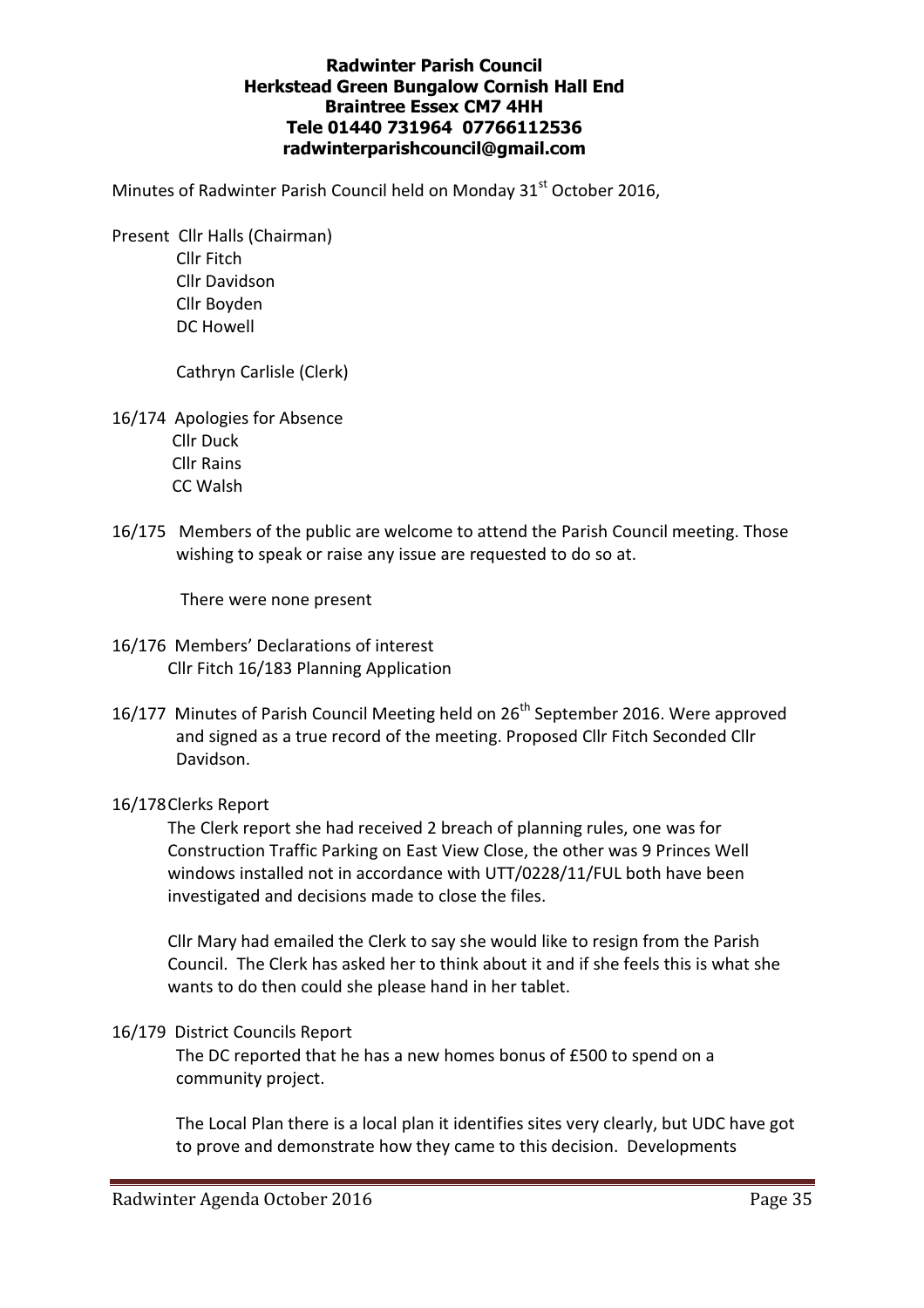**Radwinter Parish Council**
**Herkstead Green Bungalow Cornish Hall End**
**Braintree Essex CM7 4HH**
**Tele 01440 731964 07766112536**
**radwinterparishcouncil@gmail.com**

Minutes of Radwinter Parish Council held on Monday 31st October 2016,

Present Cllr Halls (Chairman)
Cllr Fitch
Cllr Davidson
Cllr Boyden
DC Howell

Cathryn Carlisle (Clerk)

16/174 Apologies for Absence
Cllr Duck
Cllr Rains
CC Walsh

16/175 Members of the public are welcome to attend the Parish Council meeting. Those wishing to speak or raise any issue are requested to do so at.

There were none present

16/176 Members' Declarations of interest
Cllr Fitch 16/183 Planning Application

16/177 Minutes of Parish Council Meeting held on 26th September 2016. Were approved and signed as a true record of the meeting. Proposed Cllr Fitch Seconded Cllr Davidson.

16/178 Clerks Report

The Clerk report she had received 2 breach of planning rules, one was for Construction Traffic Parking on East View Close, the other was 9 Princes Well windows installed not in accordance with UTT/0228/11/FUL both have been investigated and decisions made to close the files.

Cllr Mary had emailed the Clerk to say she would like to resign from the Parish Council. The Clerk has asked her to think about it and if she feels this is what she wants to do then could she please hand in her tablet.

16/179 District Councils Report

The DC reported that he has a new homes bonus of £500 to spend on a community project.

The Local Plan there is a local plan it identifies sites very clearly, but UDC have got to prove and demonstrate how they came to this decision. Developments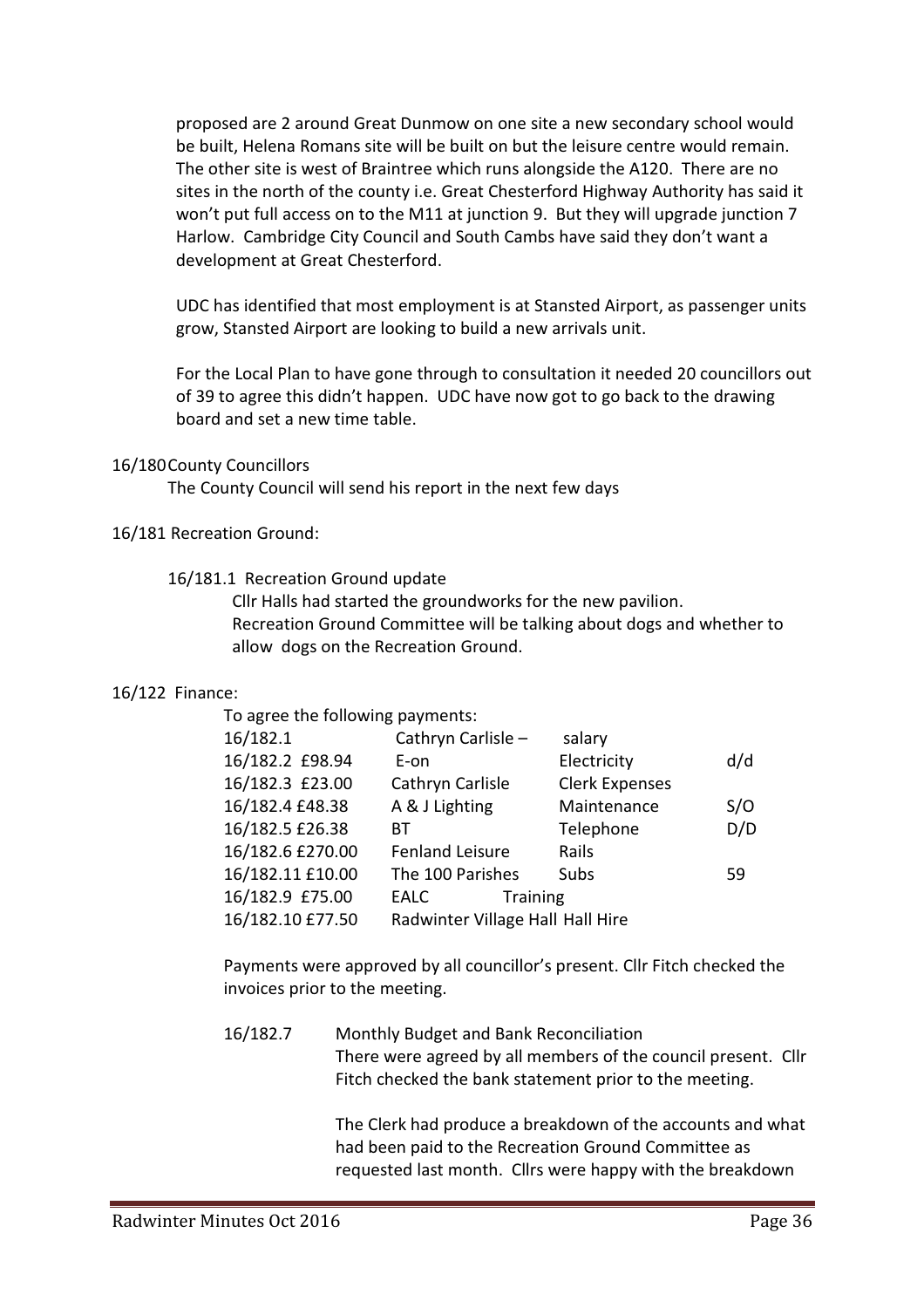proposed are 2 around Great Dunmow on one site a new secondary school would be built, Helena Romans site will be built on but the leisure centre would remain. The other site is west of Braintree which runs alongside the A120. There are no sites in the north of the county i.e. Great Chesterford Highway Authority has said it won't put full access on to the M11 at junction 9. But they will upgrade junction 7 Harlow. Cambridge City Council and South Cambs have said they don't want a development at Great Chesterford.

UDC has identified that most employment is at Stansted Airport, as passenger units grow, Stansted Airport are looking to build a new arrivals unit.

For the Local Plan to have gone through to consultation it needed 20 councillors out of 39 to agree this didn't happen. UDC have now got to go back to the drawing board and set a new time table.

16/180 County Councillors

The County Council will send his report in the next few days

16/181 Recreation Ground:

16/181.1 Recreation Ground update

Cllr Halls had started the groundworks for the new pavilion.
Recreation Ground Committee will be talking about dogs and whether to allow dogs on the Recreation Ground.

16/122 Finance:

To agree the following payments:

| | | | |
|---|---|---|---|
| 16/182.1 | Cathryn Carlisle – | salary | |
| 16/182.2 £98.94 | E-on | Electricity | d/d |
| 16/182.3 £23.00 | Cathryn Carlisle | Clerk Expenses | |
| 16/182.4 £48.38 | A & J Lighting | Maintenance | S/O |
| 16/182.5 £26.38 | BT | Telephone | D/D |
| 16/182.6 £270.00 | Fenland Leisure | Rails | |
| 16/182.11 £10.00 | The 100 Parishes | Subs | 59 |
| 16/182.9 £75.00 | EALC Training | | |
| 16/182.10 £77.50 | Radwinter Village Hall Hall Hire | | |

Payments were approved by all councillor's present. Cllr Fitch checked the invoices prior to the meeting.

16/182.7 Monthly Budget and Bank Reconciliation

There were agreed by all members of the council present. Cllr Fitch checked the bank statement prior to the meeting.

The Clerk had produce a breakdown of the accounts and what had been paid to the Recreation Ground Committee as requested last month. Cllrs were happy with the breakdown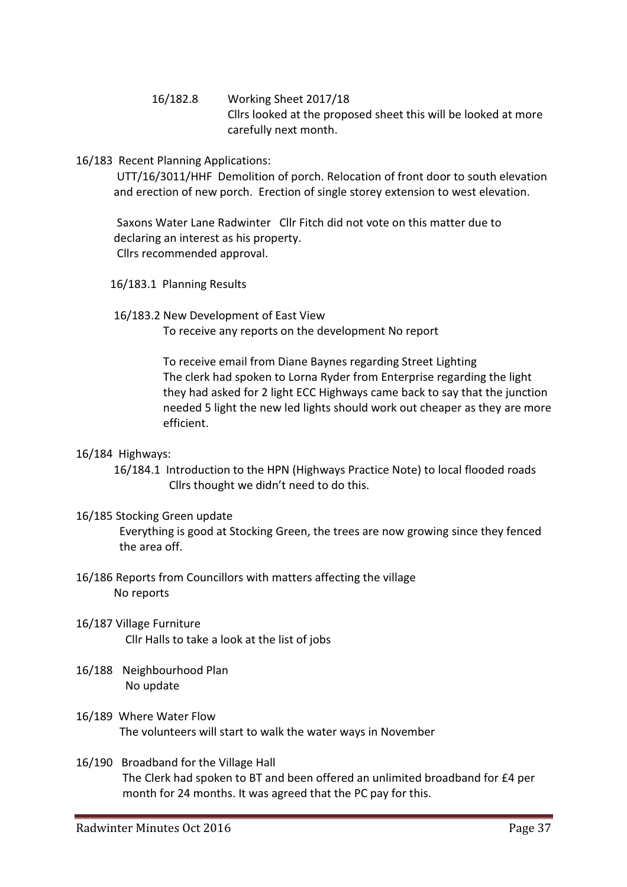16/182.8 Working Sheet 2017/18
Cllrs looked at the proposed sheet this will be looked at more carefully next month.

16/183 Recent Planning Applications:
UTT/16/3011/HHF Demolition of porch. Relocation of front door to south elevation and erection of new porch. Erection of single storey extension to west elevation.

Saxons Water Lane Radwinter Cllr Fitch did not vote on this matter due to declaring an interest as his property.
Cllrs recommended approval.

16/183.1 Planning Results

16/183.2 New Development of East View
To receive any reports on the development No report

To receive email from Diane Baynes regarding Street Lighting
The clerk had spoken to Lorna Ryder from Enterprise regarding the light they had asked for 2 light ECC Highways came back to say that the junction needed 5 light the new led lights should work out cheaper as they are more efficient.

16/184 Highways:
16/184.1 Introduction to the HPN (Highways Practice Note) to local flooded roads
Cllrs thought we didn't need to do this.

16/185 Stocking Green update
Everything is good at Stocking Green, the trees are now growing since they fenced the area off.

16/186 Reports from Councillors with matters affecting the village
No reports

16/187 Village Furniture
Cllr Halls to take a look at the list of jobs

16/188 Neighbourhood Plan
No update

16/189 Where Water Flow
The volunteers will start to walk the water ways in November

16/190 Broadband for the Village Hall
The Clerk had spoken to BT and been offered an unlimited broadband for £4 per month for 24 months. It was agreed that the PC pay for this.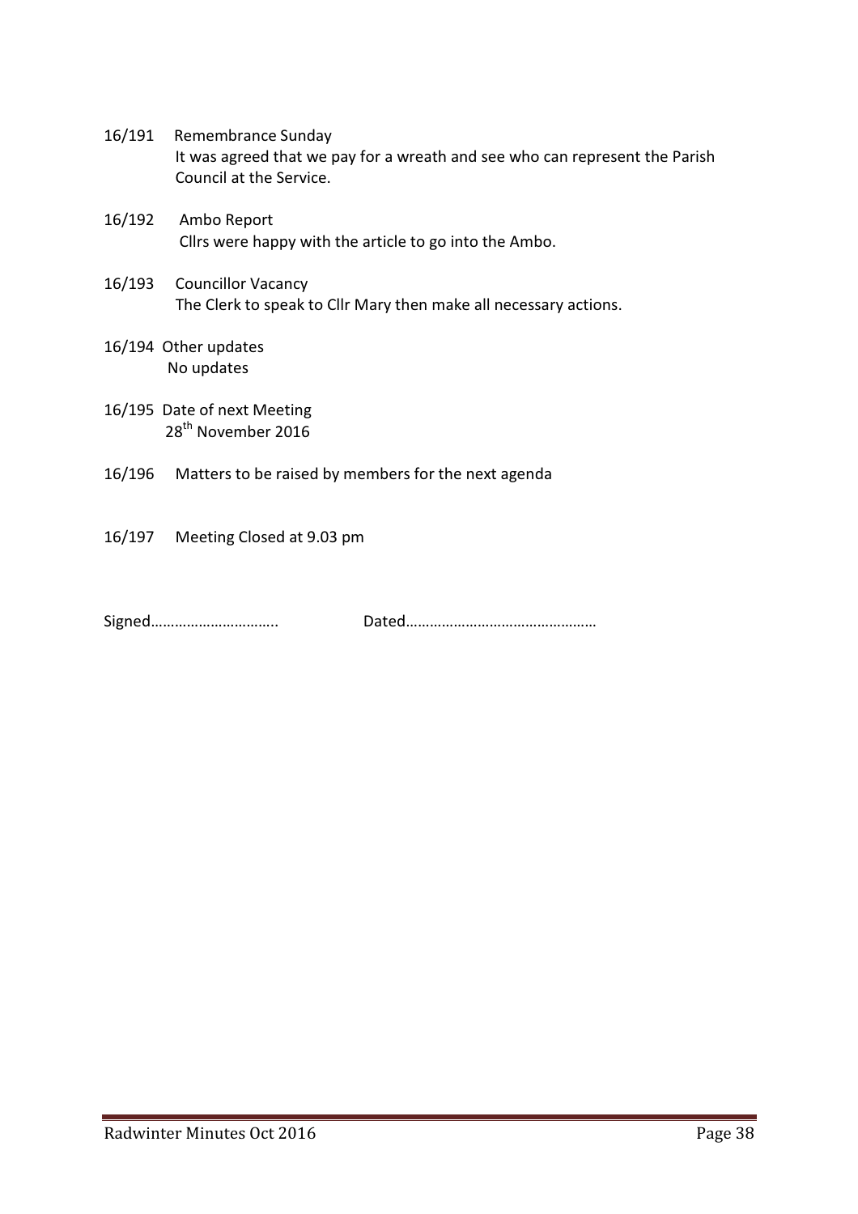16/191 Remembrance Sunday
It was agreed that we pay for a wreath and see who can represent the Parish Council at the Service.

16/192 Ambo Report
Cllrs were happy with the article to go into the Ambo.

16/193 Councillor Vacancy
The Clerk to speak to Cllr Mary then make all necessary actions.

16/194 Other updates
No updates

16/195 Date of next Meeting
28th November 2016

16/196 Matters to be raised by members for the next agenda

16/197 Meeting Closed at 9.03 pm

Signed………………………….. Dated…………………………………………